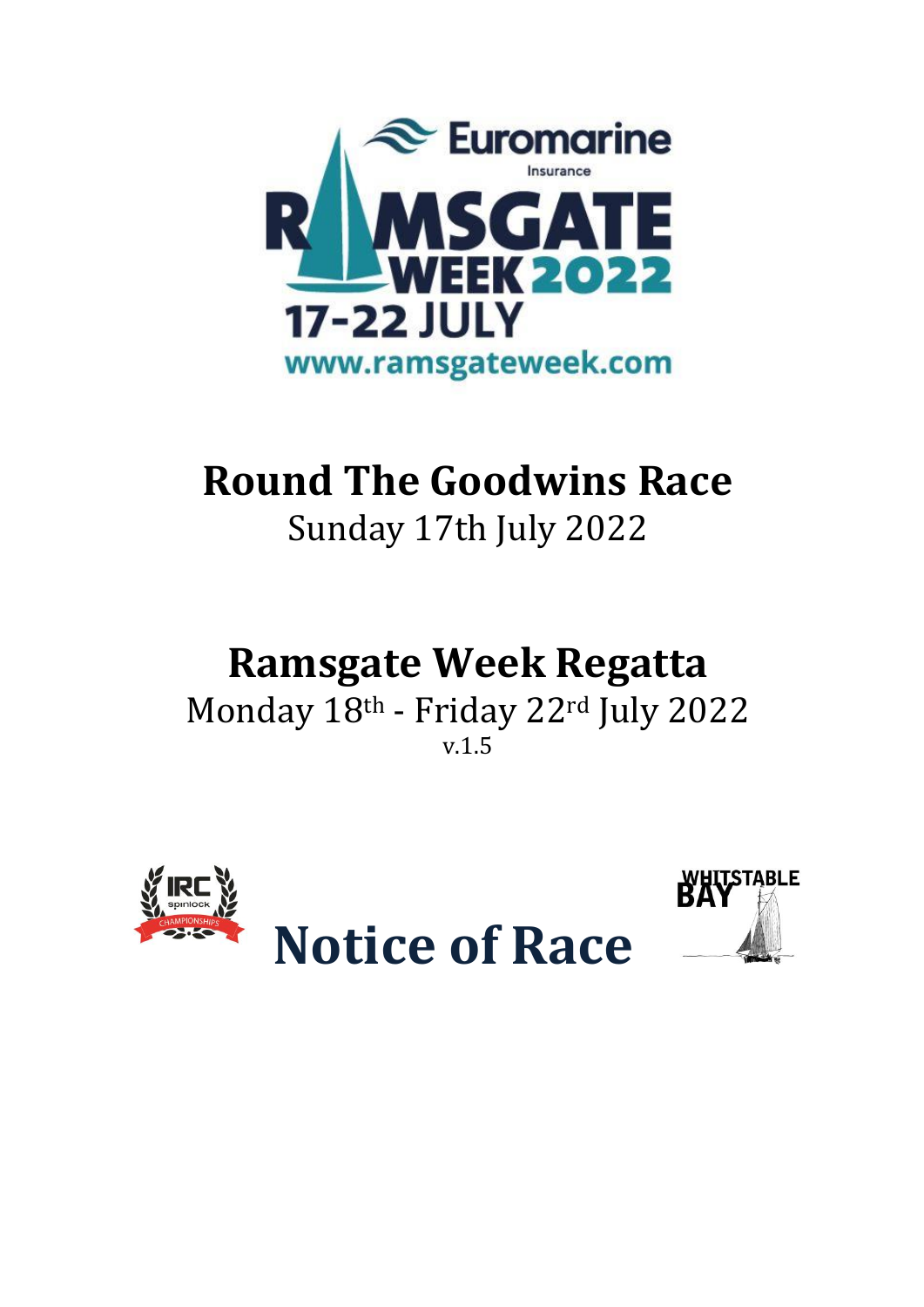Euromarine Insurance

RAMSGATE WEEK 2022

17-22 JULY

www.ramsgateweek.com

# Round The Goodwins Race

Sunday 17th July 2022

# Ramsgate Week Regatta

Monday 18th - Friday 22nd July 2022

v.1.5

IRC spinlock CHAMPIONSHIPS

WHITSTABLE BAY

# Notice of Race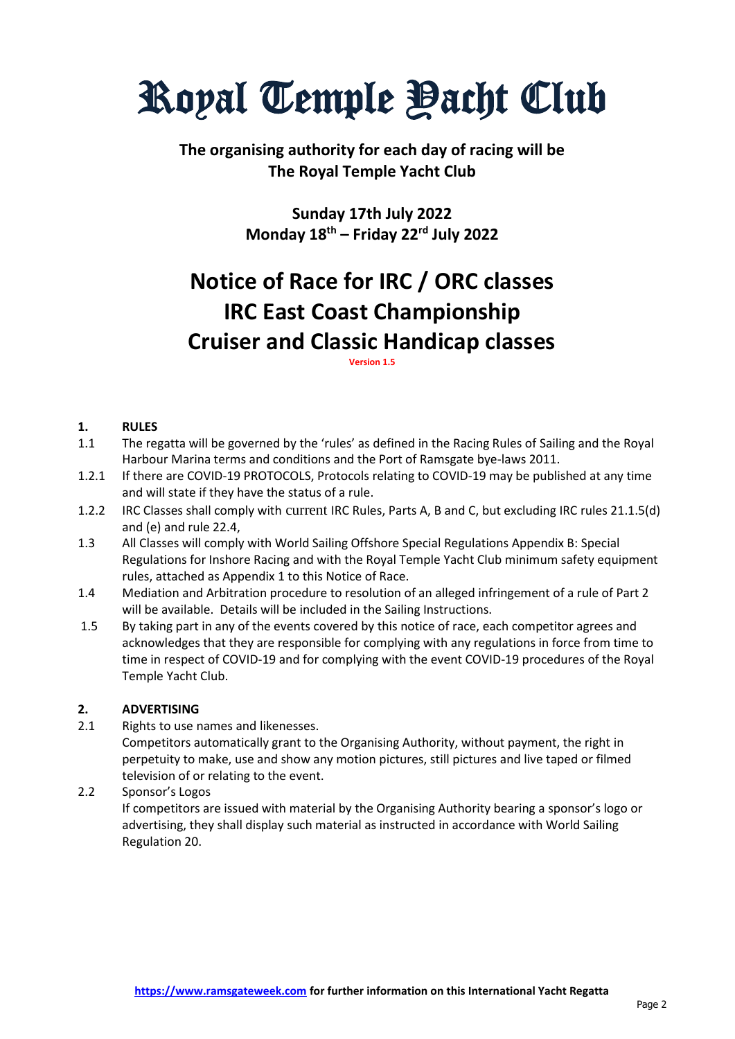# Royal Temple Yacht Club

**The organising authority for each day of racing will be The Royal Temple Yacht Club**

**Sunday 17th July 2022**
**Monday 18th – Friday 22rd July 2022**

# Notice of Race for IRC / ORC classes
# IRC East Coast Championship
# Cruiser and Classic Handicap classes

**Version 1.5**

### 1. RULES

1.1 The regatta will be governed by the 'rules' as defined in the Racing Rules of Sailing and the Royal Harbour Marina terms and conditions and the Port of Ramsgate bye-laws 2011.

1.2.1 If there are COVID-19 PROTOCOLS, Protocols relating to COVID-19 may be published at any time and will state if they have the status of a rule.

1.2.2 IRC Classes shall comply with current IRC Rules, Parts A, B and C, but excluding IRC rules 21.1.5(d) and (e) and rule 22.4,

1.3 All Classes will comply with World Sailing Offshore Special Regulations Appendix B: Special Regulations for Inshore Racing and with the Royal Temple Yacht Club minimum safety equipment rules, attached as Appendix 1 to this Notice of Race.

1.4 Mediation and Arbitration procedure to resolution of an alleged infringement of a rule of Part 2 will be available. Details will be included in the Sailing Instructions.

1.5 By taking part in any of the events covered by this notice of race, each competitor agrees and acknowledges that they are responsible for complying with any regulations in force from time to time in respect of COVID-19 and for complying with the event COVID-19 procedures of the Royal Temple Yacht Club.

### 2. ADVERTISING

2.1 Rights to use names and likenesses.
Competitors automatically grant to the Organising Authority, without payment, the right in perpetuity to make, use and show any motion pictures, still pictures and live taped or filmed television of or relating to the event.

2.2 Sponsor's Logos
If competitors are issued with material by the Organising Authority bearing a sponsor's logo or advertising, they shall display such material as instructed in accordance with World Sailing Regulation 20.

**https://www.ramsgateweek.com for further information on this International Yacht Regatta**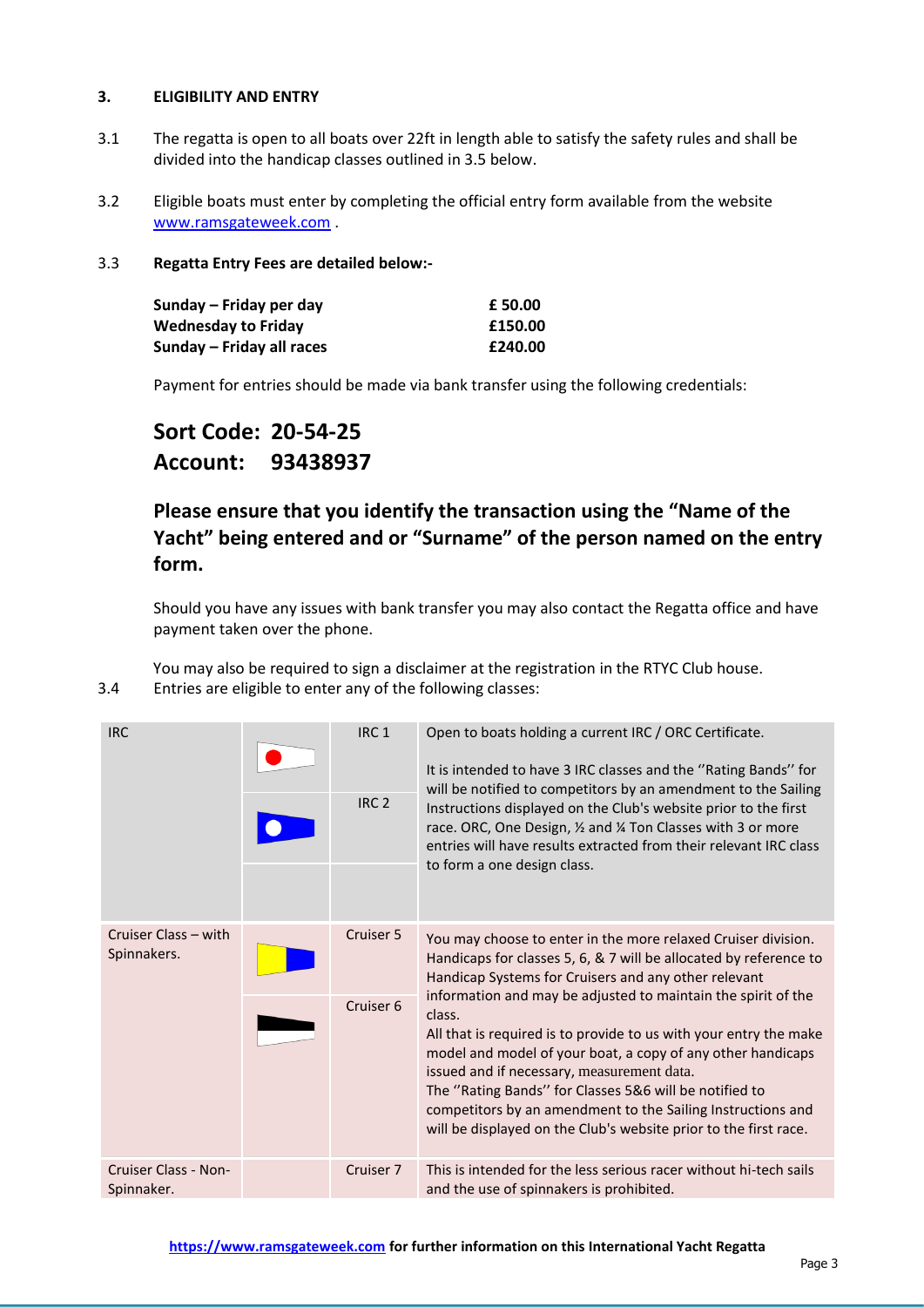## 3. ELIGIBILITY AND ENTRY

3.1 The regatta is open to all boats over 22ft in length able to satisfy the safety rules and shall be divided into the handicap classes outlined in 3.5 below.

3.2 Eligible boats must enter by completing the official entry form available from the website [www.ramsgateweek.com](http://www.ramsgateweek.com) .

3.3 **Regatta Entry Fees are detailed below:-**

| | |
|---|---|
| **Sunday – Friday per day** | **£ 50.00** |
| **Wednesday to Friday** | **£150.00** |
| **Sunday – Friday all races** | **£240.00** |

Payment for entries should be made via bank transfer using the following credentials:

### Sort Code: 20-54-25
### Account: 93438937

### Please ensure that you identify the transaction using the "Name of the Yacht" being entered and or "Surname" of the person named on the entry form.

Should you have any issues with bank transfer you may also contact the Regatta office and have payment taken over the phone.

You may also be required to sign a disclaimer at the registration in the RTYC Club house.

3.4 Entries are eligible to enter any of the following classes:

| | | | |
|---|---|---|---|
| IRC | | IRC 1 | Open to boats holding a current IRC / ORC Certificate.<br><br>It is intended to have 3 IRC classes and the ''Rating Bands'' for will be notified to competitors by an amendment to the Sailing Instructions displayed on the Club's website prior to the first race. ORC, One Design, ½ and ¼ Ton Classes with 3 or more entries will have results extracted from their relevant IRC class to form a one design class. |
| | | IRC 2 | |
| | | | |
| Cruiser Class – with Spinnakers. | | Cruiser 5 | You may choose to enter in the more relaxed Cruiser division. Handicaps for classes 5, 6, & 7 will be allocated by reference to Handicap Systems for Cruisers and any other relevant information and may be adjusted to maintain the spirit of the class.<br>All that is required is to provide to us with your entry the make model and model of your boat, a copy of any other handicaps issued and if necessary, measurement data.<br>The ''Rating Bands'' for Classes 5&6 will be notified to competitors by an amendment to the Sailing Instructions and will be displayed on the Club's website prior to the first race. |
| | | Cruiser 6 | |
| Cruiser Class - Non-Spinnaker. | | Cruiser 7 | This is intended for the less serious racer without hi-tech sails and the use of spinnakers is prohibited. |

**[https://www.ramsgateweek.com](https://www.ramsgateweek.com) for further information on this International Yacht Regatta**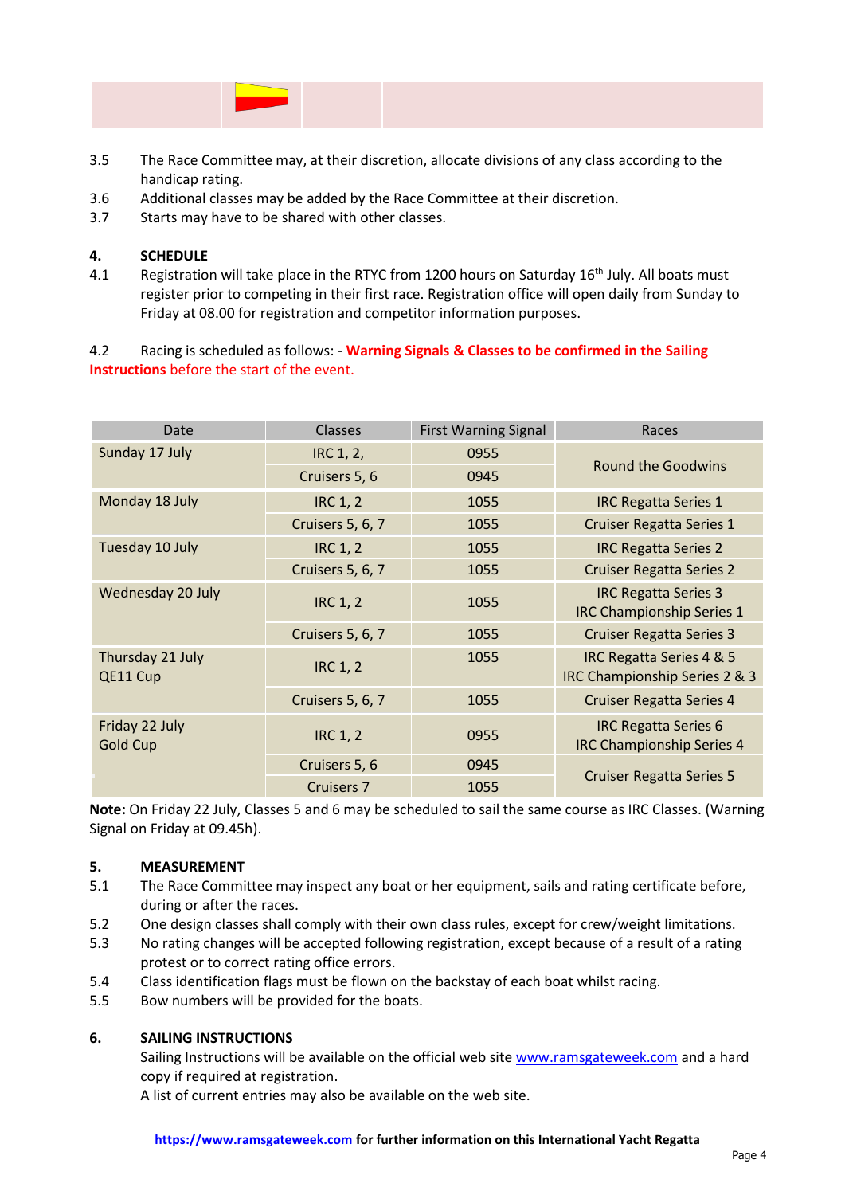3.5 The Race Committee may, at their discretion, allocate divisions of any class according to the handicap rating.

3.6 Additional classes may be added by the Race Committee at their discretion.

3.7 Starts may have to be shared with other classes.

## 4. SCHEDULE

4.1 Registration will take place in the RTYC from 1200 hours on Saturday 16th July. All boats must register prior to competing in their first race. Registration office will open daily from Sunday to Friday at 08.00 for registration and competitor information purposes.

4.2 Racing is scheduled as follows: - **Warning Signals & Classes to be confirmed in the Sailing Instructions** before the start of the event.

| Date | Classes | First Warning Signal | Races |
|---|---|---|---|
| Sunday 17 July | IRC 1, 2, | 0955 | Round the Goodwins |
| | Cruisers 5, 6 | 0945 | |
| Monday 18 July | IRC 1, 2 | 1055 | IRC Regatta Series 1 |
| | Cruisers 5, 6, 7 | 1055 | Cruiser Regatta Series 1 |
| Tuesday 10 July | IRC 1, 2 | 1055 | IRC Regatta Series 2 |
| | Cruisers 5, 6, 7 | 1055 | Cruiser Regatta Series 2 |
| Wednesday 20 July | IRC 1, 2 | 1055 | IRC Regatta Series 3<br>IRC Championship Series 1 |
| | Cruisers 5, 6, 7 | 1055 | Cruiser Regatta Series 3 |
| Thursday 21 July<br>QE11 Cup | IRC 1, 2 | 1055 | IRC Regatta Series 4 & 5<br>IRC Championship Series 2 & 3 |
| | Cruisers 5, 6, 7 | 1055 | Cruiser Regatta Series 4 |
| Friday 22 July<br>Gold Cup | IRC 1, 2 | 0955 | IRC Regatta Series 6<br>IRC Championship Series 4 |
| | Cruisers 5, 6 | 0945 | Cruiser Regatta Series 5 |
| | Cruisers 7 | 1055 | |

**Note:** On Friday 22 July, Classes 5 and 6 may be scheduled to sail the same course as IRC Classes. (Warning Signal on Friday at 09.45h).

## 5. MEASUREMENT

5.1 The Race Committee may inspect any boat or her equipment, sails and rating certificate before, during or after the races.

5.2 One design classes shall comply with their own class rules, except for crew/weight limitations.

5.3 No rating changes will be accepted following registration, except because of a result of a rating protest or to correct rating office errors.

5.4 Class identification flags must be flown on the backstay of each boat whilst racing.

5.5 Bow numbers will be provided for the boats.

## 6. SAILING INSTRUCTIONS

Sailing Instructions will be available on the official web site www.ramsgateweek.com and a hard copy if required at registration.

A list of current entries may also be available on the web site.

**https://www.ramsgateweek.com for further information on this International Yacht Regatta**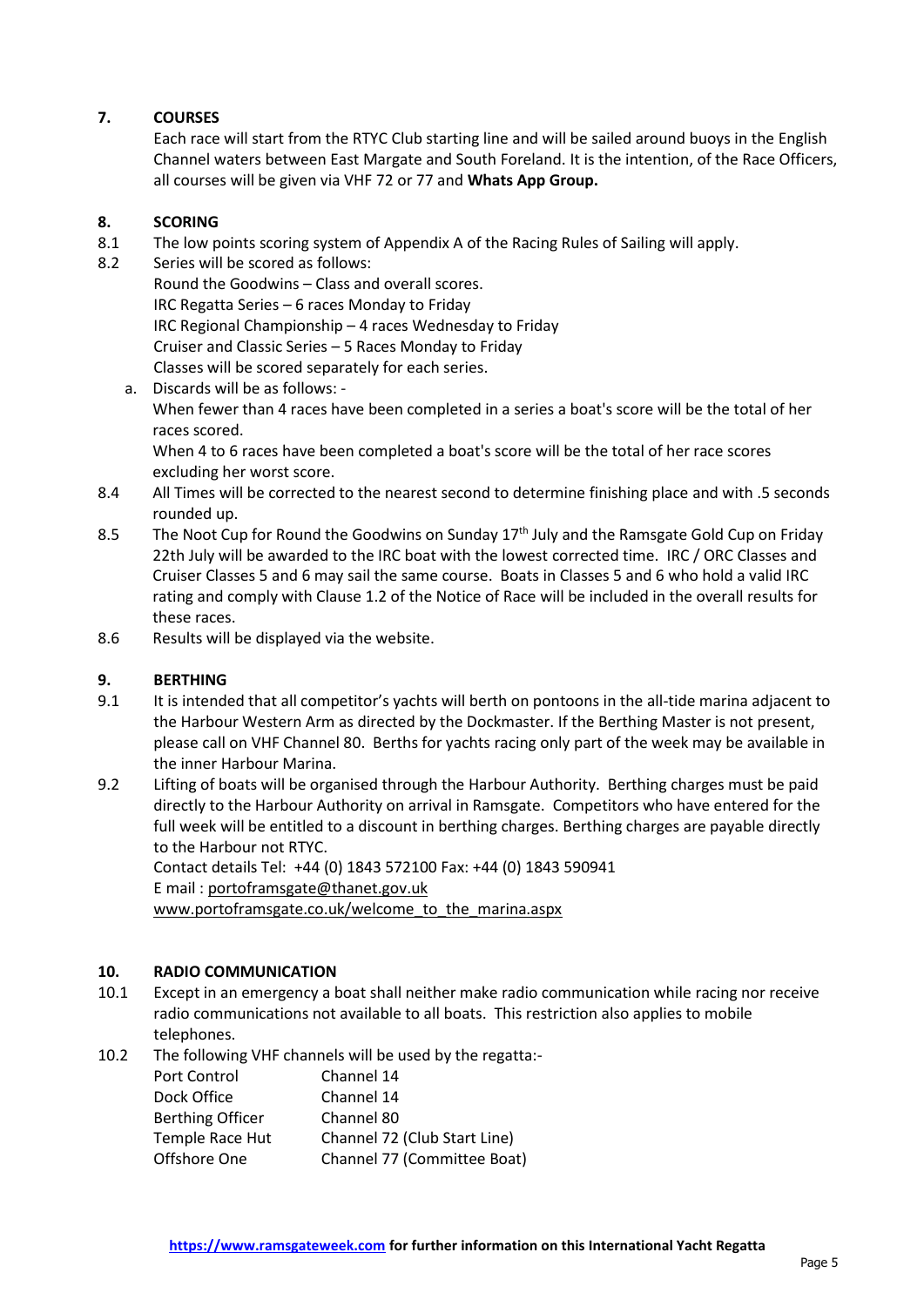## 7. COURSES

Each race will start from the RTYC Club starting line and will be sailed around buoys in the English Channel waters between East Margate and South Foreland. It is the intention, of the Race Officers, all courses will be given via VHF 72 or 77 and **Whats App Group.**

## 8. SCORING

8.1 The low points scoring system of Appendix A of the Racing Rules of Sailing will apply.

8.2 Series will be scored as follows:
Round the Goodwins – Class and overall scores.
IRC Regatta Series – 6 races Monday to Friday
IRC Regional Championship – 4 races Wednesday to Friday
Cruiser and Classic Series – 5 Races Monday to Friday
Classes will be scored separately for each series.

a. Discards will be as follows: -
When fewer than 4 races have been completed in a series a boat's score will be the total of her races scored.
When 4 to 6 races have been completed a boat's score will be the total of her race scores excluding her worst score.

8.4 All Times will be corrected to the nearest second to determine finishing place and with .5 seconds rounded up.

8.5 The Noot Cup for Round the Goodwins on Sunday 17th July and the Ramsgate Gold Cup on Friday 22th July will be awarded to the IRC boat with the lowest corrected time. IRC / ORC Classes and Cruiser Classes 5 and 6 may sail the same course. Boats in Classes 5 and 6 who hold a valid IRC rating and comply with Clause 1.2 of the Notice of Race will be included in the overall results for these races.

8.6 Results will be displayed via the website.

## 9. BERTHING

9.1 It is intended that all competitor's yachts will berth on pontoons in the all-tide marina adjacent to the Harbour Western Arm as directed by the Dockmaster. If the Berthing Master is not present, please call on VHF Channel 80. Berths for yachts racing only part of the week may be available in the inner Harbour Marina.

9.2 Lifting of boats will be organised through the Harbour Authority. Berthing charges must be paid directly to the Harbour Authority on arrival in Ramsgate. Competitors who have entered for the full week will be entitled to a discount in berthing charges. Berthing charges are payable directly to the Harbour not RTYC.
Contact details Tel: +44 (0) 1843 572100 Fax: +44 (0) 1843 590941
E mail : portoframsgate@thanet.gov.uk
www.portoframsgate.co.uk/welcome_to_the_marina.aspx

## 10. RADIO COMMUNICATION

10.1 Except in an emergency a boat shall neither make radio communication while racing nor receive radio communications not available to all boats. This restriction also applies to mobile telephones.

10.2 The following VHF channels will be used by the regatta:-

| | |
|---|---|
| Port Control | Channel 14 |
| Dock Office | Channel 14 |
| Berthing Officer | Channel 80 |
| Temple Race Hut | Channel 72 (Club Start Line) |
| Offshore One | Channel 77 (Committee Boat) |

**https://www.ramsgateweek.com for further information on this International Yacht Regatta**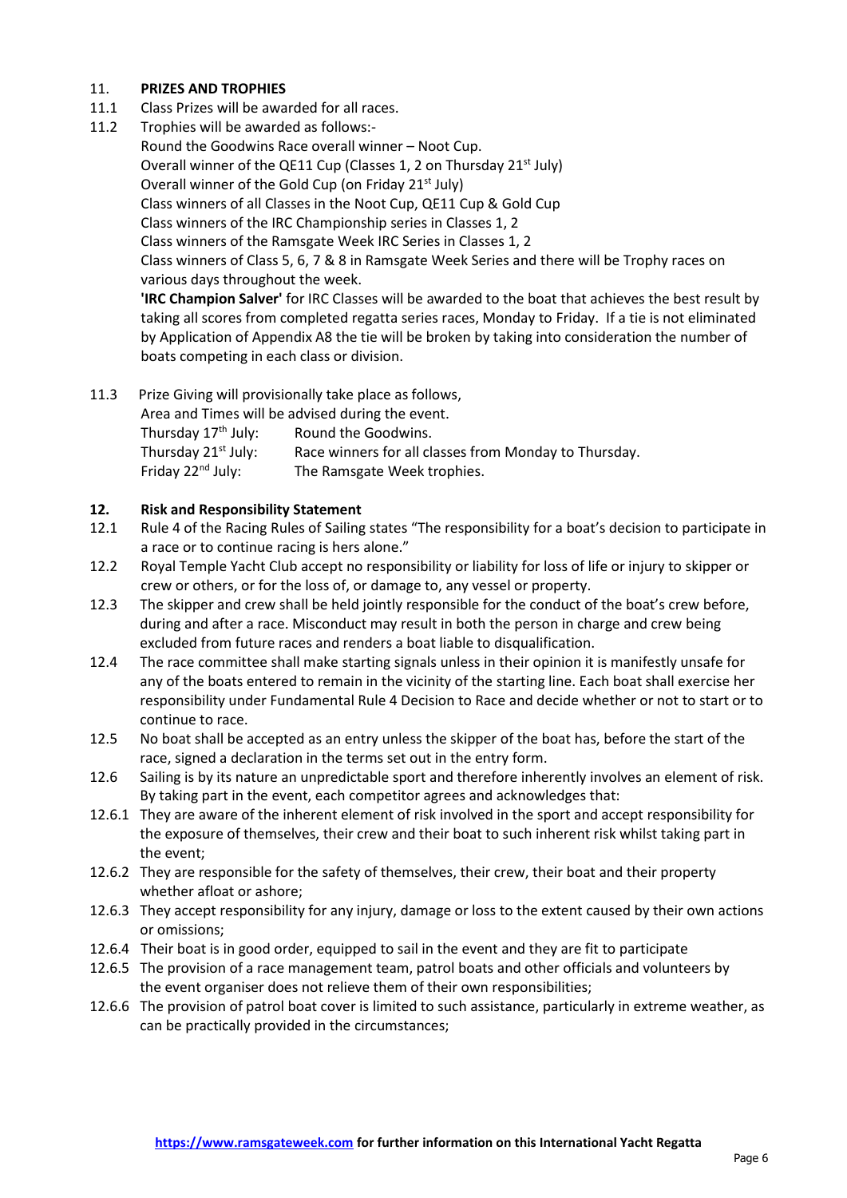## 11. PRIZES AND TROPHIES

11.1 Class Prizes will be awarded for all races.

11.2 Trophies will be awarded as follows:-

Round the Goodwins Race overall winner – Noot Cup.
Overall winner of the QE11 Cup (Classes 1, 2 on Thursday 21st July)
Overall winner of the Gold Cup (on Friday 21st July)
Class winners of all Classes in the Noot Cup, QE11 Cup & Gold Cup
Class winners of the IRC Championship series in Classes 1, 2
Class winners of the Ramsgate Week IRC Series in Classes 1, 2
Class winners of Class 5, 6, 7 & 8 in Ramsgate Week Series and there will be Trophy races on various days throughout the week.

**'IRC Champion Salver'** for IRC Classes will be awarded to the boat that achieves the best result by taking all scores from completed regatta series races, Monday to Friday. If a tie is not eliminated by Application of Appendix A8 the tie will be broken by taking into consideration the number of boats competing in each class or division.

11.3 Prize Giving will provisionally take place as follows,

Area and Times will be advised during the event.

| | |
|---|---|
| Thursday 17th July: | Round the Goodwins. |
| Thursday 21st July: | Race winners for all classes from Monday to Thursday. |
| Friday 22nd July: | The Ramsgate Week trophies. |

## 12. Risk and Responsibility Statement

12.1 Rule 4 of the Racing Rules of Sailing states "The responsibility for a boat's decision to participate in a race or to continue racing is hers alone."

12.2 Royal Temple Yacht Club accept no responsibility or liability for loss of life or injury to skipper or crew or others, or for the loss of, or damage to, any vessel or property.

12.3 The skipper and crew shall be held jointly responsible for the conduct of the boat's crew before, during and after a race. Misconduct may result in both the person in charge and crew being excluded from future races and renders a boat liable to disqualification.

12.4 The race committee shall make starting signals unless in their opinion it is manifestly unsafe for any of the boats entered to remain in the vicinity of the starting line. Each boat shall exercise her responsibility under Fundamental Rule 4 Decision to Race and decide whether or not to start or to continue to race.

12.5 No boat shall be accepted as an entry unless the skipper of the boat has, before the start of the race, signed a declaration in the terms set out in the entry form.

12.6 Sailing is by its nature an unpredictable sport and therefore inherently involves an element of risk. By taking part in the event, each competitor agrees and acknowledges that:

12.6.1 They are aware of the inherent element of risk involved in the sport and accept responsibility for the exposure of themselves, their crew and their boat to such inherent risk whilst taking part in the event;

12.6.2 They are responsible for the safety of themselves, their crew, their boat and their property whether afloat or ashore;

12.6.3 They accept responsibility for any injury, damage or loss to the extent caused by their own actions or omissions;

12.6.4 Their boat is in good order, equipped to sail in the event and they are fit to participate

12.6.5 The provision of a race management team, patrol boats and other officials and volunteers by the event organiser does not relieve them of their own responsibilities;

12.6.6 The provision of patrol boat cover is limited to such assistance, particularly in extreme weather, as can be practically provided in the circumstances;

**https://www.ramsgateweek.com for further information on this International Yacht Regatta**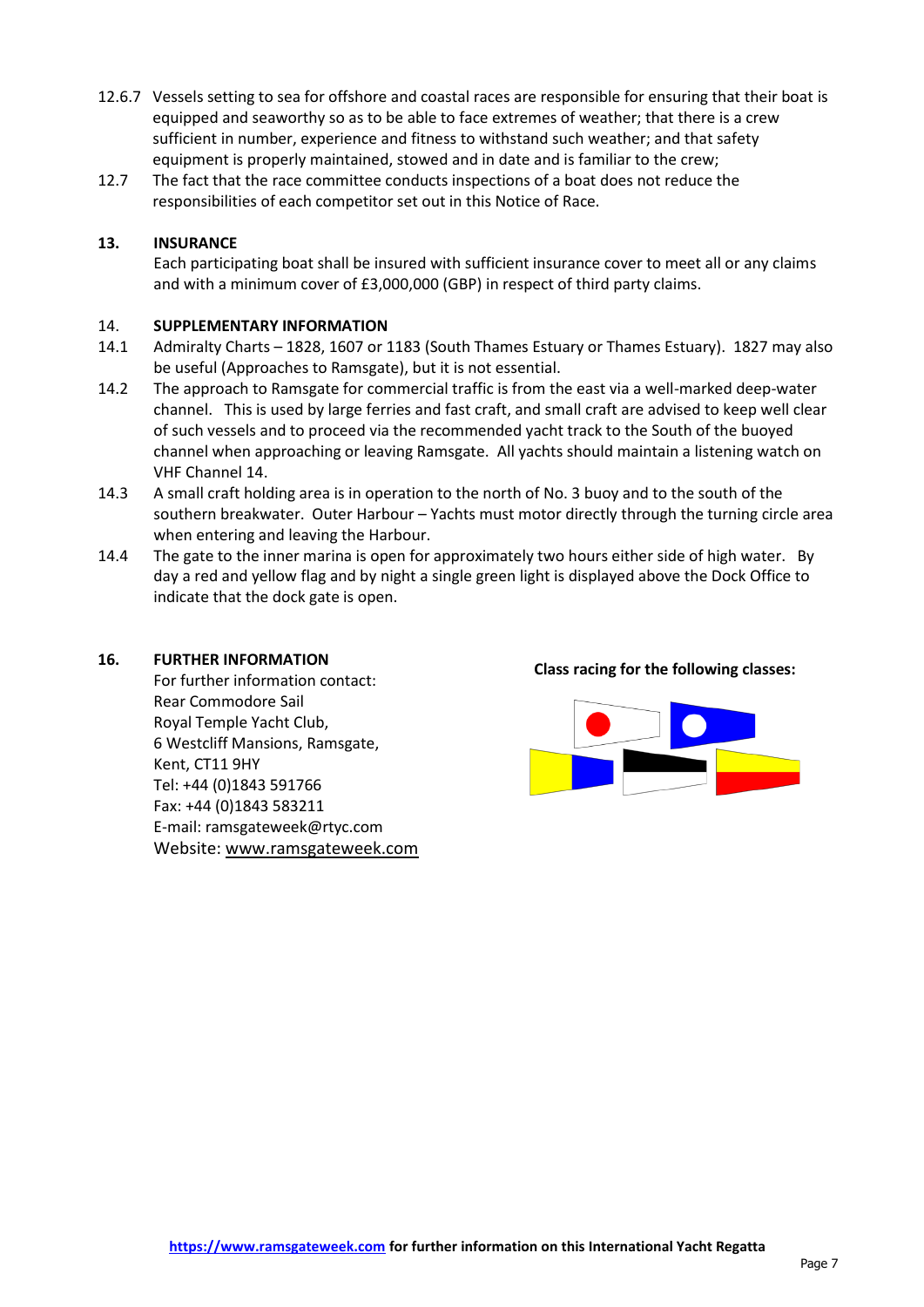12.6.7 Vessels setting to sea for offshore and coastal races are responsible for ensuring that their boat is equipped and seaworthy so as to be able to face extremes of weather; that there is a crew sufficient in number, experience and fitness to withstand such weather; and that safety equipment is properly maintained, stowed and in date and is familiar to the crew;

12.7 The fact that the race committee conducts inspections of a boat does not reduce the responsibilities of each competitor set out in this Notice of Race.

## 13. INSURANCE

Each participating boat shall be insured with sufficient insurance cover to meet all or any claims and with a minimum cover of £3,000,000 (GBP) in respect of third party claims.

## 14. SUPPLEMENTARY INFORMATION

14.1 Admiralty Charts – 1828, 1607 or 1183 (South Thames Estuary or Thames Estuary). 1827 may also be useful (Approaches to Ramsgate), but it is not essential.

14.2 The approach to Ramsgate for commercial traffic is from the east via a well-marked deep-water channel. This is used by large ferries and fast craft, and small craft are advised to keep well clear of such vessels and to proceed via the recommended yacht track to the South of the buoyed channel when approaching or leaving Ramsgate. All yachts should maintain a listening watch on VHF Channel 14.

14.3 A small craft holding area is in operation to the north of No. 3 buoy and to the south of the southern breakwater. Outer Harbour – Yachts must motor directly through the turning circle area when entering and leaving the Harbour.

14.4 The gate to the inner marina is open for approximately two hours either side of high water. By day a red and yellow flag and by night a single green light is displayed above the Dock Office to indicate that the dock gate is open.

## 16. FURTHER INFORMATION

For further information contact:
Rear Commodore Sail
Royal Temple Yacht Club,
6 Westcliff Mansions, Ramsgate,
Kent, CT11 9HY
Tel: +44 (0)1843 591766
Fax: +44 (0)1843 583211
E-mail: ramsgateweek@rtyc.com
Website: www.ramsgateweek.com

**Class racing for the following classes:**

**https://www.ramsgateweek.com for further information on this International Yacht Regatta**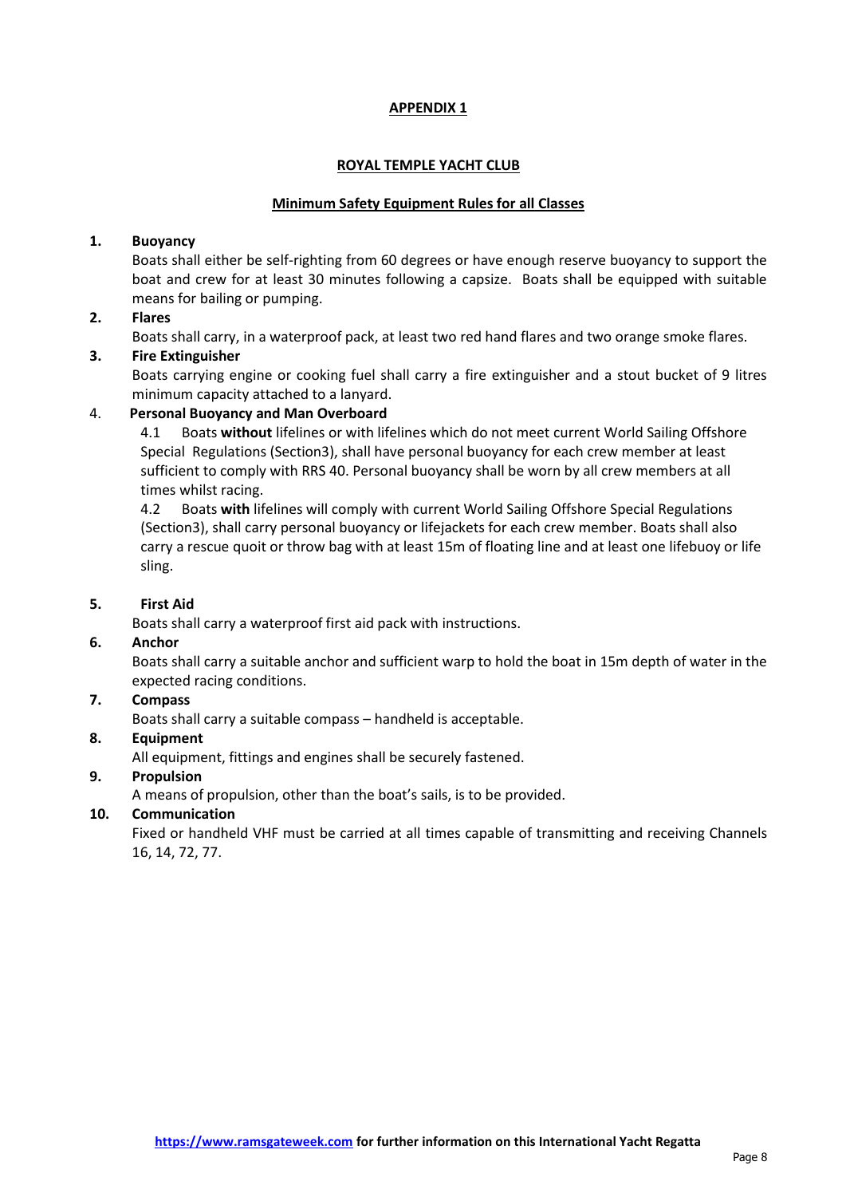## APPENDIX 1

### ROYAL TEMPLE YACHT CLUB

### Minimum Safety Equipment Rules for all Classes

**1. Buoyancy**

Boats shall either be self-righting from 60 degrees or have enough reserve buoyancy to support the boat and crew for at least 30 minutes following a capsize. Boats shall be equipped with suitable means for bailing or pumping.

**2. Flares**

Boats shall carry, in a waterproof pack, at least two red hand flares and two orange smoke flares.

**3. Fire Extinguisher**

Boats carrying engine or cooking fuel shall carry a fire extinguisher and a stout bucket of 9 litres minimum capacity attached to a lanyard.

**4. Personal Buoyancy and Man Overboard**

4.1 Boats **without** lifelines or with lifelines which do not meet current World Sailing Offshore Special Regulations (Section3), shall have personal buoyancy for each crew member at least sufficient to comply with RRS 40. Personal buoyancy shall be worn by all crew members at all times whilst racing.

4.2 Boats **with** lifelines will comply with current World Sailing Offshore Special Regulations (Section3), shall carry personal buoyancy or lifejackets for each crew member. Boats shall also carry a rescue quoit or throw bag with at least 15m of floating line and at least one lifebuoy or life sling.

**5. First Aid**

Boats shall carry a waterproof first aid pack with instructions.

**6. Anchor**

Boats shall carry a suitable anchor and sufficient warp to hold the boat in 15m depth of water in the expected racing conditions.

**7. Compass**

Boats shall carry a suitable compass – handheld is acceptable.

**8. Equipment**

All equipment, fittings and engines shall be securely fastened.

**9. Propulsion**

A means of propulsion, other than the boat's sails, is to be provided.

**10. Communication**

Fixed or handheld VHF must be carried at all times capable of transmitting and receiving Channels 16, 14, 72, 77.

**[https://www.ramsgateweek.com](https://www.ramsgateweek.com) for further information on this International Yacht Regatta**